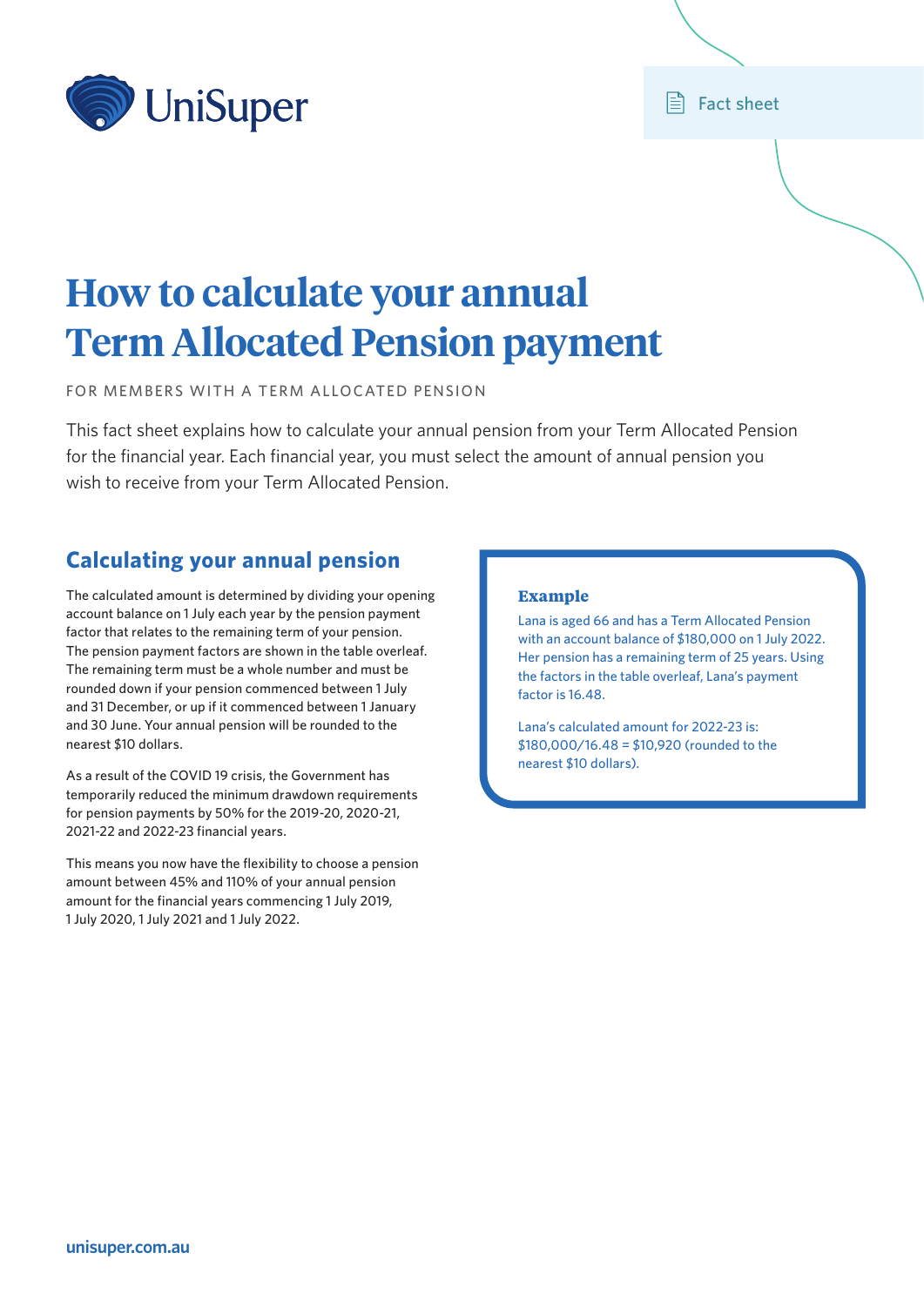UniSuper

Fact sheet

# How to calculate your annual Term Allocated Pension payment

FOR MEMBERS WITH A TERM ALLOCATED PENSION

This fact sheet explains how to calculate your annual pension from your Term Allocated Pension for the financial year. Each financial year, you must select the amount of annual pension you wish to receive from your Term Allocated Pension.

## Calculating your annual pension

The calculated amount is determined by dividing your opening account balance on 1 July each year by the pension payment factor that relates to the remaining term of your pension. The pension payment factors are shown in the table overleaf. The remaining term must be a whole number and must be rounded down if your pension commenced between 1 July and 31 December, or up if it commenced between 1 January and 30 June. Your annual pension will be rounded to the nearest $10 dollars.

As a result of the COVID 19 crisis, the Government has temporarily reduced the minimum drawdown requirements for pension payments by 50% for the 2019-20, 2020-21, 2021-22 and 2022-23 financial years.

This means you now have the flexibility to choose a pension amount between 45% and 110% of your annual pension amount for the financial years commencing 1 July 2019, 1 July 2020, 1 July 2021 and 1 July 2022.

### Example

Lana is aged 66 and has a Term Allocated Pension with an account balance of $180,000 on 1 July 2022. Her pension has a remaining term of 25 years. Using the factors in the table overleaf, Lana's payment factor is 16.48.

Lana's calculated amount for 2022-23 is: $180,000/16.48 = $10,920 (rounded to the nearest $10 dollars).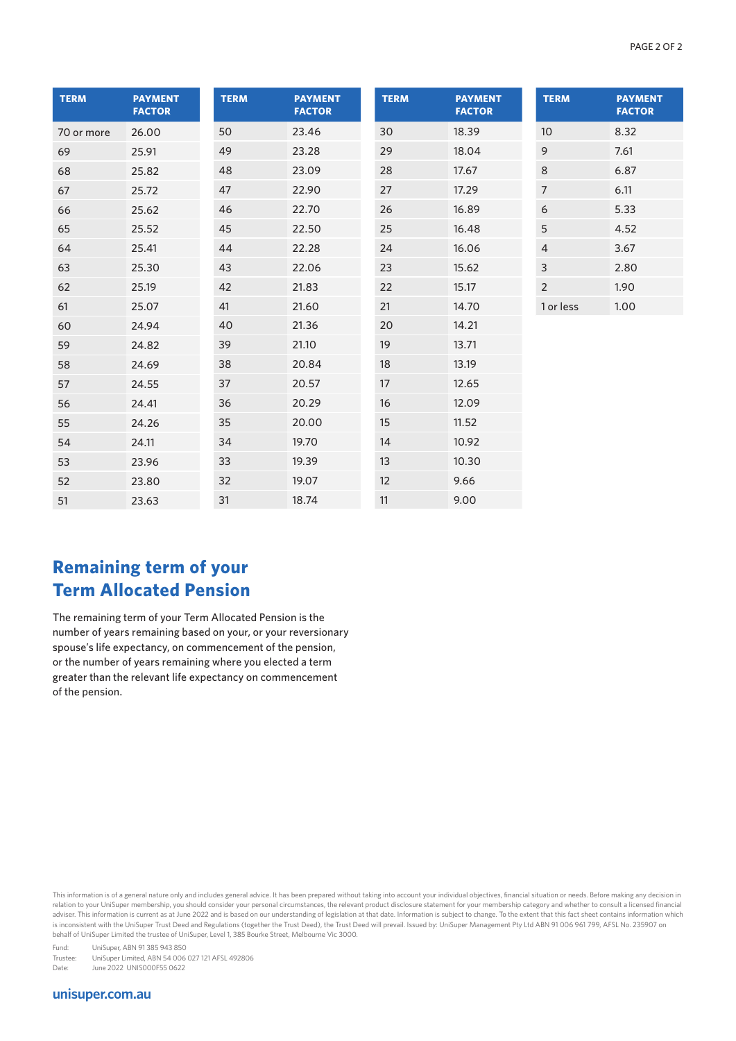| TERM | PAYMENT FACTOR |
|---|---|
| 70 or more | 26.00 |
| 69 | 25.91 |
| 68 | 25.82 |
| 67 | 25.72 |
| 66 | 25.62 |
| 65 | 25.52 |
| 64 | 25.41 |
| 63 | 25.30 |
| 62 | 25.19 |
| 61 | 25.07 |
| 60 | 24.94 |
| 59 | 24.82 |
| 58 | 24.69 |
| 57 | 24.55 |
| 56 | 24.41 |
| 55 | 24.26 |
| 54 | 24.11 |
| 53 | 23.96 |
| 52 | 23.80 |
| 51 | 23.63 |
| 50 | 23.46 |
| 49 | 23.28 |
| 48 | 23.09 |
| 47 | 22.90 |
| 46 | 22.70 |
| 45 | 22.50 |
| 44 | 22.28 |
| 43 | 22.06 |
| 42 | 21.83 |
| 41 | 21.60 |
| 40 | 21.36 |
| 39 | 21.10 |
| 38 | 20.84 |
| 37 | 20.57 |
| 36 | 20.29 |
| 35 | 20.00 |
| 34 | 19.70 |
| 33 | 19.39 |
| 32 | 19.07 |
| 31 | 18.74 |
| 30 | 18.39 |
| 29 | 18.04 |
| 28 | 17.67 |
| 27 | 17.29 |
| 26 | 16.89 |
| 25 | 16.48 |
| 24 | 16.06 |
| 23 | 15.62 |
| 22 | 15.17 |
| 21 | 14.70 |
| 20 | 14.21 |
| 19 | 13.71 |
| 18 | 13.19 |
| 17 | 12.65 |
| 16 | 12.09 |
| 15 | 11.52 |
| 14 | 10.92 |
| 13 | 10.30 |
| 12 | 9.66 |
| 11 | 9.00 |
| 10 | 8.32 |
| 9 | 7.61 |
| 8 | 6.87 |
| 7 | 6.11 |
| 6 | 5.33 |
| 5 | 4.52 |
| 4 | 3.67 |
| 3 | 2.80 |
| 2 | 1.90 |
| 1 or less | 1.00 |

## Remaining term of your Term Allocated Pension

The remaining term of your Term Allocated Pension is the number of years remaining based on your, or your reversionary spouse's life expectancy, on commencement of the pension, or the number of years remaining where you elected a term greater than the relevant life expectancy on commencement of the pension.

This information is of a general nature only and includes general advice. It has been prepared without taking into account your individual objectives, financial situation or needs. Before making any decision in relation to your UniSuper membership, you should consider your personal circumstances, the relevant product disclosure statement for your membership category and whether to consult a licensed financial adviser. This information is current as at June 2022 and is based on our understanding of legislation at that date. Information is subject to change. To the extent that this fact sheet contains information which is inconsistent with the UniSuper Trust Deed and Regulations (together the Trust Deed), the Trust Deed will prevail. Issued by: UniSuper Management Pty Ltd ABN 91 006 961 799, AFSL No. 235907 on behalf of UniSuper Limited the trustee of UniSuper, Level 1, 385 Bourke Street, Melbourne Vic 3000.

Fund: UniSuper, ABN 91 385 943 850
Trustee: UniSuper Limited, ABN 54 006 027 121 AFSL 492806
Date: June 2022 UNIS000F55 0622

**unisuper.com.au**